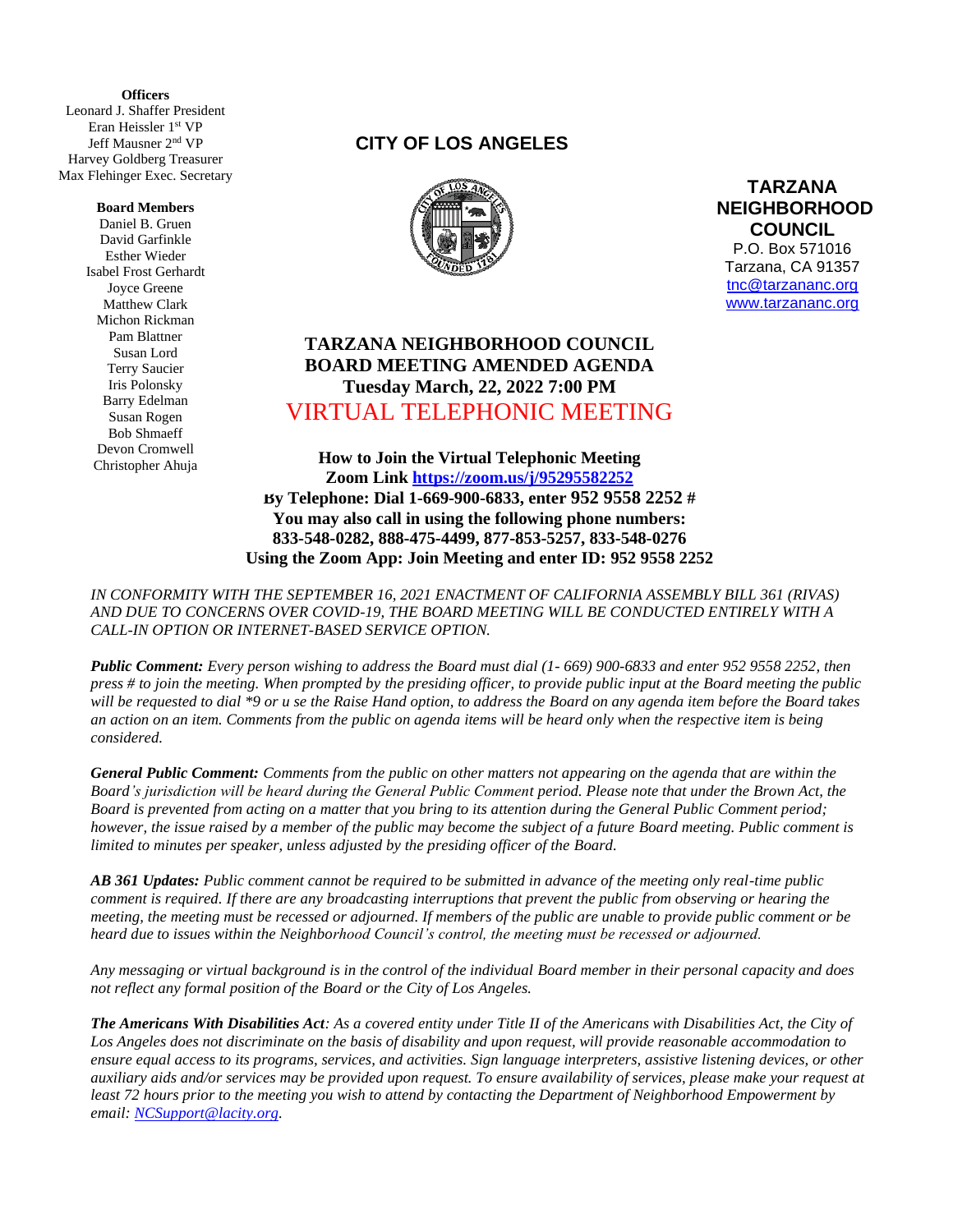**Officers**
Leonard J. Shaffer President
Eran Heissler 1st VP
Jeff Mausner 2nd VP
Harvey Goldberg Treasurer
Max Flehinger Exec. Secretary

**Board Members**
Daniel B. Gruen
David Garfinkle
Esther Wieder
Isabel Frost Gerhardt
Joyce Greene
Matthew Clark
Michon Rickman
Pam Blattner
Susan Lord
Terry Saucier
Iris Polonsky
Barry Edelman
Susan Rogen
Bob Shmaeff
Devon Cromwell
Christopher Ahuja

**CITY OF LOS ANGELES**

**TARZANA NEIGHBORHOOD COUNCIL**
P.O. Box 571016
Tarzana, CA 91357
tnc@tarzananc.org
www.tarzananc.org

# TARZANA NEIGHBORHOOD COUNCIL
# BOARD MEETING AMENDED AGENDA
## Tuesday March, 22, 2022 7:00 PM
## VIRTUAL TELEPHONIC MEETING

**How to Join the Virtual Telephonic Meeting**
**Zoom Link https://zoom.us/j/95295582252**
**By Telephone: Dial 1-669-900-6833, enter 952 9558 2252 #**
**You may also call in using the following phone numbers:**
**833-548-0282, 888-475-4499, 877-853-5257, 833-548-0276**
**Using the Zoom App: Join Meeting and enter ID: 952 9558 2252**

*IN CONFORMITY WITH THE SEPTEMBER 16, 2021 ENACTMENT OF CALIFORNIA ASSEMBLY BILL 361 (RIVAS) AND DUE TO CONCERNS OVER COVID-19, THE BOARD MEETING WILL BE CONDUCTED ENTIRELY WITH A CALL-IN OPTION OR INTERNET-BASED SERVICE OPTION.*

***Public Comment:*** *Every person wishing to address the Board must dial (1- 669) 900-6833 and enter 952 9558 2252, then press # to join the meeting. When prompted by the presiding officer, to provide public input at the Board meeting the public will be requested to dial *9 or u se the Raise Hand option, to address the Board on any agenda item before the Board takes an action on an item. Comments from the public on agenda items will be heard only when the respective item is being considered.*

***General Public Comment:*** *Comments from the public on other matters not appearing on the agenda that are within the Board's jurisdiction will be heard during the General Public Comment period. Please note that under the Brown Act, the Board is prevented from acting on a matter that you bring to its attention during the General Public Comment period; however, the issue raised by a member of the public may become the subject of a future Board meeting. Public comment is limited to minutes per speaker, unless adjusted by the presiding officer of the Board.*

***AB 361 Updates:*** *Public comment cannot be required to be submitted in advance of the meeting only real-time public comment is required. If there are any broadcasting interruptions that prevent the public from observing or hearing the meeting, the meeting must be recessed or adjourned. If members of the public are unable to provide public comment or be heard due to issues within the Neighborhood Council's control, the meeting must be recessed or adjourned.*

*Any messaging or virtual background is in the control of the individual Board member in their personal capacity and does not reflect any formal position of the Board or the City of Los Angeles.*

***The Americans With Disabilities Act****: As a covered entity under Title II of the Americans with Disabilities Act, the City of Los Angeles does not discriminate on the basis of disability and upon request, will provide reasonable accommodation to ensure equal access to its programs, services, and activities. Sign language interpreters, assistive listening devices, or other auxiliary aids and/or services may be provided upon request. To ensure availability of services, please make your request at least 72 hours prior to the meeting you wish to attend by contacting the Department of Neighborhood Empowerment by email: NCSupport@lacity.org.*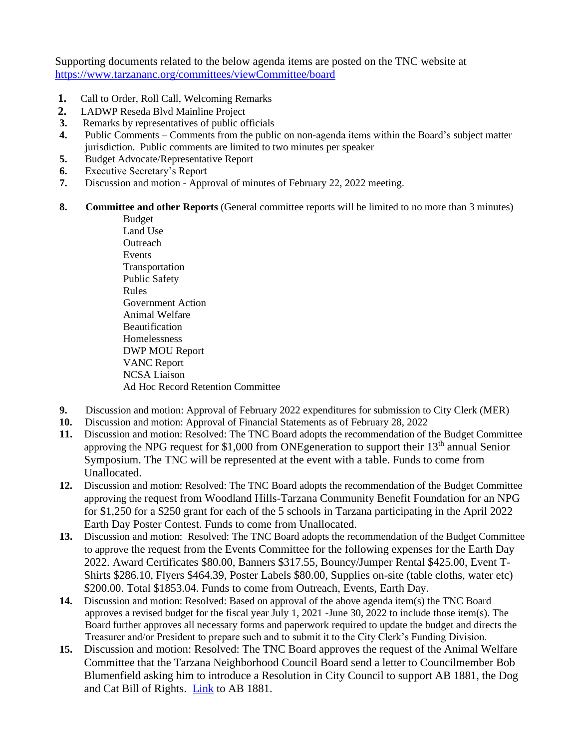Supporting documents related to the below agenda items are posted on the TNC website at https://www.tarzananc.org/committees/viewCommittee/board

1. Call to Order, Roll Call, Welcoming Remarks
2. LADWP Reseda Blvd Mainline Project
3. Remarks by representatives of public officials
4. Public Comments – Comments from the public on non-agenda items within the Board's subject matter jurisdiction. Public comments are limited to two minutes per speaker
5. Budget Advocate/Representative Report
6. Executive Secretary's Report
7. Discussion and motion - Approval of minutes of February 22, 2022 meeting.
8. **Committee and other Reports** (General committee reports will be limited to no more than 3 minutes)
   - Budget
   - Land Use
   - Outreach
   - Events
   - Transportation
   - Public Safety
   - Rules
   - Government Action
   - Animal Welfare
   - Beautification
   - Homelessness
   - DWP MOU Report
   - VANC Report
   - NCSA Liaison
   - Ad Hoc Record Retention Committee
9. Discussion and motion: Approval of February 2022 expenditures for submission to City Clerk (MER)
10. Discussion and motion: Approval of Financial Statements as of February 28, 2022
11. Discussion and motion: Resolved: The TNC Board adopts the recommendation of the Budget Committee approving the NPG request for $1,000 from ONEgeneration to support their 13th annual Senior Symposium. The TNC will be represented at the event with a table. Funds to come from Unallocated.
12. Discussion and motion: Resolved: The TNC Board adopts the recommendation of the Budget Committee approving the request from Woodland Hills-Tarzana Community Benefit Foundation for an NPG for $1,250 for a $250 grant for each of the 5 schools in Tarzana participating in the April 2022 Earth Day Poster Contest. Funds to come from Unallocated.
13. Discussion and motion: Resolved: The TNC Board adopts the recommendation of the Budget Committee to approve the request from the Events Committee for the following expenses for the Earth Day 2022. Award Certificates $80.00, Banners $317.55, Bouncy/Jumper Rental $425.00, Event T-Shirts $286.10, Flyers $464.39, Poster Labels $80.00, Supplies on-site (table cloths, water etc) $200.00. Total $1853.04. Funds to come from Outreach, Events, Earth Day.
14. Discussion and motion: Resolved: Based on approval of the above agenda item(s) the TNC Board approves a revised budget for the fiscal year July 1, 2021 -June 30, 2022 to include those item(s). The Board further approves all necessary forms and paperwork required to update the budget and directs the Treasurer and/or President to prepare such and to submit it to the City Clerk's Funding Division.
15. Discussion and motion: Resolved: The TNC Board approves the request of the Animal Welfare Committee that the Tarzana Neighborhood Council Board send a letter to Councilmember Bob Blumenfield asking him to introduce a Resolution in City Council to support AB 1881, the Dog and Cat Bill of Rights. Link to AB 1881.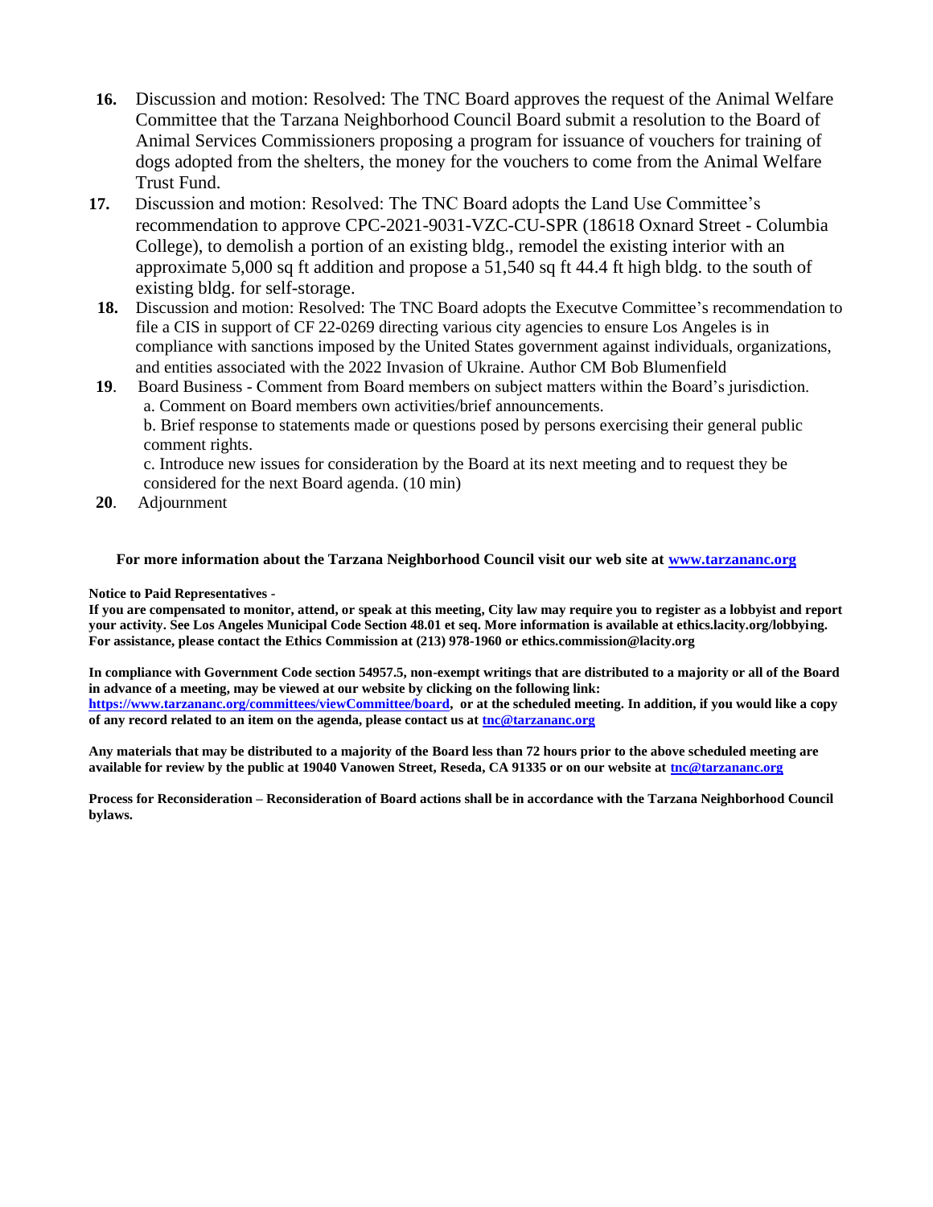16. Discussion and motion: Resolved: The TNC Board approves the request of the Animal Welfare Committee that the Tarzana Neighborhood Council Board submit a resolution to the Board of Animal Services Commissioners proposing a program for issuance of vouchers for training of dogs adopted from the shelters, the money for the vouchers to come from the Animal Welfare Trust Fund.
17. Discussion and motion: Resolved: The TNC Board adopts the Land Use Committee's recommendation to approve CPC-2021-9031-VZC-CU-SPR (18618 Oxnard Street - Columbia College), to demolish a portion of an existing bldg., remodel the existing interior with an approximate 5,000 sq ft addition and propose a 51,540 sq ft 44.4 ft high bldg. to the south of existing bldg. for self-storage.
18. Discussion and motion: Resolved: The TNC Board adopts the Executve Committee's recommendation to file a CIS in support of CF 22-0269 directing various city agencies to ensure Los Angeles is in compliance with sanctions imposed by the United States government against individuals, organizations, and entities associated with the 2022 Invasion of Ukraine. Author CM Bob Blumenfield
19. Board Business - Comment from Board members on subject matters within the Board's jurisdiction.
    a. Comment on Board members own activities/brief announcements.
    b. Brief response to statements made or questions posed by persons exercising their general public comment rights.
    c. Introduce new issues for consideration by the Board at its next meeting and to request they be considered for the next Board agenda. (10 min)
20. Adjournment

**For more information about the Tarzana Neighborhood Council visit our web site at [www.tarzananc.org](www.tarzananc.org)**

**Notice to Paid Representatives -**
**If you are compensated to monitor, attend, or speak at this meeting, City law may require you to register as a lobbyist and report your activity. See Los Angeles Municipal Code Section 48.01 et seq. More information is available at ethics.lacity.org/lobbying. For assistance, please contact the Ethics Commission at (213) 978-1960 or ethics.commission@lacity.org**

**In compliance with Government Code section 54957.5, non-exempt writings that are distributed to a majority or all of the Board in advance of a meeting, may be viewed at our website by clicking on the following link: [https://www.tarzananc.org/committees/viewCommittee/board](https://www.tarzananc.org/committees/viewCommittee/board), or at the scheduled meeting. In addition, if you would like a copy of any record related to an item on the agenda, please contact us at [tnc@tarzananc.org](mailto:tnc@tarzananc.org)**

**Any materials that may be distributed to a majority of the Board less than 72 hours prior to the above scheduled meeting are available for review by the public at 19040 Vanowen Street, Reseda, CA 91335 or on our website at [tnc@tarzananc.org](mailto:tnc@tarzananc.org)**

**Process for Reconsideration – Reconsideration of Board actions shall be in accordance with the Tarzana Neighborhood Council bylaws.**